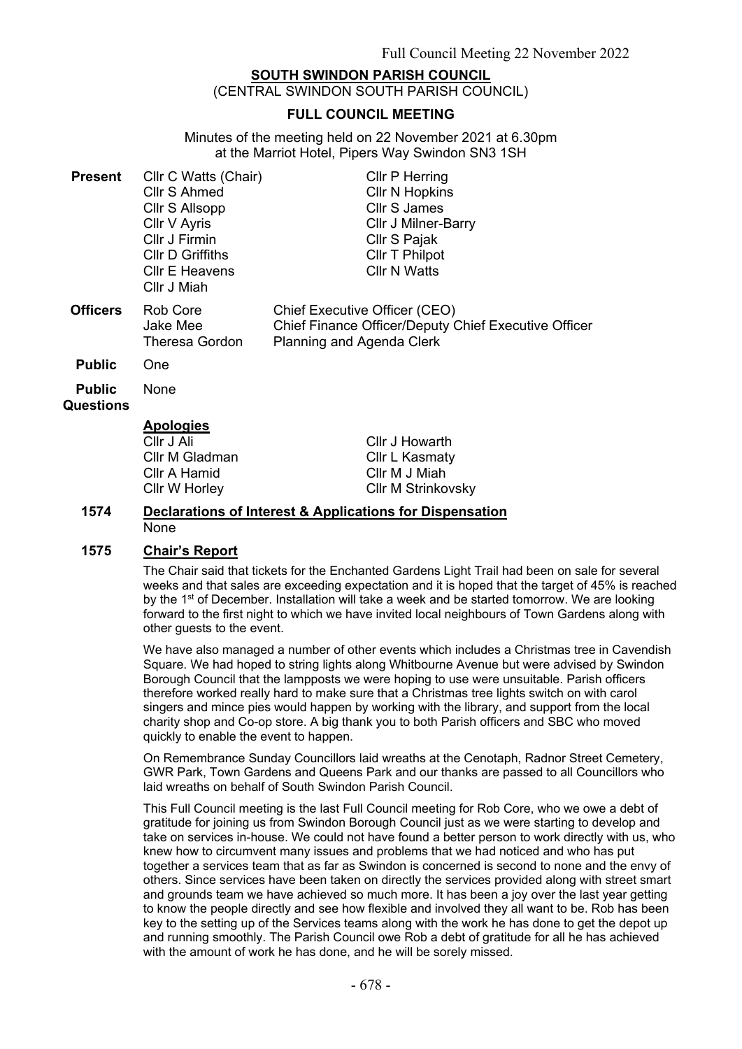**SOUTH SWINDON PARISH COUNCIL**
(CENTRAL SWINDON SOUTH PARISH COUNCIL)

**FULL COUNCIL MEETING**

Minutes of the meeting held on 22 November 2021 at 6.30pm
at the Marriot Hotel, Pipers Way Swindon SN3 1SH

**Present**
Cllr C Watts (Chair)
Cllr S Ahmed
Cllr S Allsopp
Cllr V Ayris
Cllr J Firmin
Cllr D Griffiths
Cllr E Heavens
Cllr J Miah
Cllr P Herring
Cllr N Hopkins
Cllr S James
Cllr J Milner-Barry
Cllr S Pajak
Cllr T Philpot
Cllr N Watts

**Officers**

| | |
|---|---|
| Rob Core | Chief Executive Officer (CEO) |
| Jake Mee | Chief Finance Officer/Deputy Chief Executive Officer |
| Theresa Gordon | Planning and Agenda Clerk |

**Public** One

**Public Questions** None

**Apologies**
Cllr J Ali
Cllr M Gladman
Cllr A Hamid
Cllr W Horley
Cllr J Howarth
Cllr L Kasmaty
Cllr M J Miah
Cllr M Strinkovsky

## 1574 Declarations of Interest & Applications for Dispensation

None

## 1575 Chair's Report

The Chair said that tickets for the Enchanted Gardens Light Trail had been on sale for several weeks and that sales are exceeding expectation and it is hoped that the target of 45% is reached by the 1st of December. Installation will take a week and be started tomorrow. We are looking forward to the first night to which we have invited local neighbours of Town Gardens along with other guests to the event.

We have also managed a number of other events which includes a Christmas tree in Cavendish Square. We had hoped to string lights along Whitbourne Avenue but were advised by Swindon Borough Council that the lampposts we were hoping to use were unsuitable. Parish officers therefore worked really hard to make sure that a Christmas tree lights switch on with carol singers and mince pies would happen by working with the library, and support from the local charity shop and Co-op store. A big thank you to both Parish officers and SBC who moved quickly to enable the event to happen.

On Remembrance Sunday Councillors laid wreaths at the Cenotaph, Radnor Street Cemetery, GWR Park, Town Gardens and Queens Park and our thanks are passed to all Councillors who laid wreaths on behalf of South Swindon Parish Council.

This Full Council meeting is the last Full Council meeting for Rob Core, who we owe a debt of gratitude for joining us from Swindon Borough Council just as we were starting to develop and take on services in-house. We could not have found a better person to work directly with us, who knew how to circumvent many issues and problems that we had noticed and who has put together a services team that as far as Swindon is concerned is second to none and the envy of others. Since services have been taken on directly the services provided along with street smart and grounds team we have achieved so much more. It has been a joy over the last year getting to know the people directly and see how flexible and involved they all want to be. Rob has been key to the setting up of the Services teams along with the work he has done to get the depot up and running smoothly. The Parish Council owe Rob a debt of gratitude for all he has achieved with the amount of work he has done, and he will be sorely missed.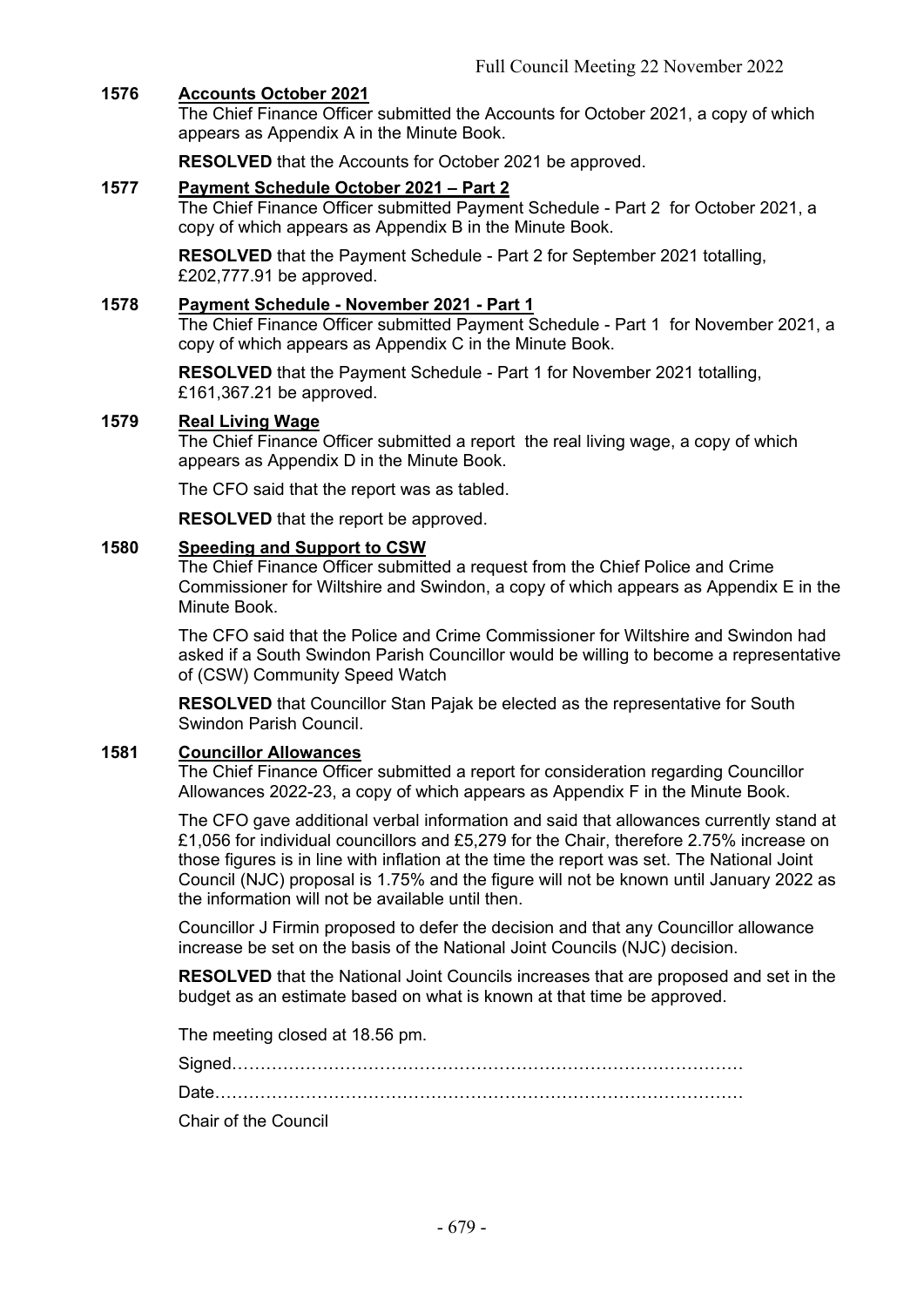**1576 Accounts October 2021**

The Chief Finance Officer submitted the Accounts for October 2021, a copy of which appears as Appendix A in the Minute Book.

**RESOLVED** that the Accounts for October 2021 be approved.

**1577 Payment Schedule October 2021 – Part 2**

The Chief Finance Officer submitted Payment Schedule - Part 2 for October 2021, a copy of which appears as Appendix B in the Minute Book.

**RESOLVED** that the Payment Schedule - Part 2 for September 2021 totalling, £202,777.91 be approved.

**1578 Payment Schedule - November 2021 - Part 1**

The Chief Finance Officer submitted Payment Schedule - Part 1 for November 2021, a copy of which appears as Appendix C in the Minute Book.

**RESOLVED** that the Payment Schedule - Part 1 for November 2021 totalling, £161,367.21 be approved.

**1579 Real Living Wage**

The Chief Finance Officer submitted a report the real living wage, a copy of which appears as Appendix D in the Minute Book.

The CFO said that the report was as tabled.

**RESOLVED** that the report be approved.

**1580 Speeding and Support to CSW**

The Chief Finance Officer submitted a request from the Chief Police and Crime Commissioner for Wiltshire and Swindon, a copy of which appears as Appendix E in the Minute Book.

The CFO said that the Police and Crime Commissioner for Wiltshire and Swindon had asked if a South Swindon Parish Councillor would be willing to become a representative of (CSW) Community Speed Watch

**RESOLVED** that Councillor Stan Pajak be elected as the representative for South Swindon Parish Council.

**1581 Councillor Allowances**

The Chief Finance Officer submitted a report for consideration regarding Councillor Allowances 2022-23, a copy of which appears as Appendix F in the Minute Book.

The CFO gave additional verbal information and said that allowances currently stand at £1,056 for individual councillors and £5,279 for the Chair, therefore 2.75% increase on those figures is in line with inflation at the time the report was set. The National Joint Council (NJC) proposal is 1.75% and the figure will not be known until January 2022 as the information will not be available until then.

Councillor J Firmin proposed to defer the decision and that any Councillor allowance increase be set on the basis of the National Joint Councils (NJC) decision.

**RESOLVED** that the National Joint Councils increases that are proposed and set in the budget as an estimate based on what is known at that time be approved.

The meeting closed at 18.56 pm.

Signed…………………………………………………………………………

Date……………………………………………………………………………

Chair of the Council